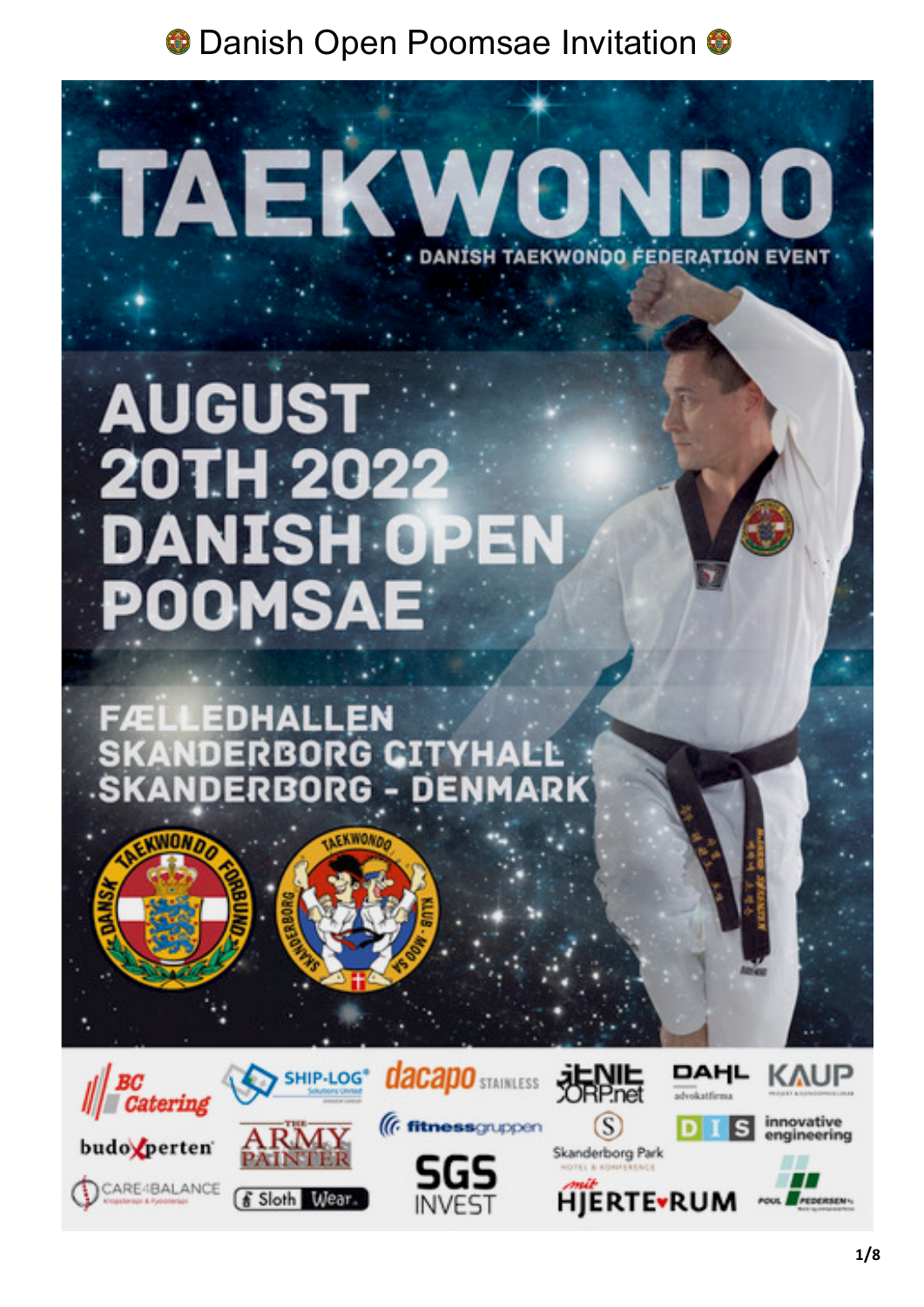# Danish Open Poomsae Invitation

# TAEKWONDO

DANISH TAEKWONDO FEDERATION EVENT

## AUGUST 20TH 2022 DANISH OPEN POOMSAE

FÆLLEDHALLEN
SKANDERBORG CITYHALL
SKANDERBORG - DENMARK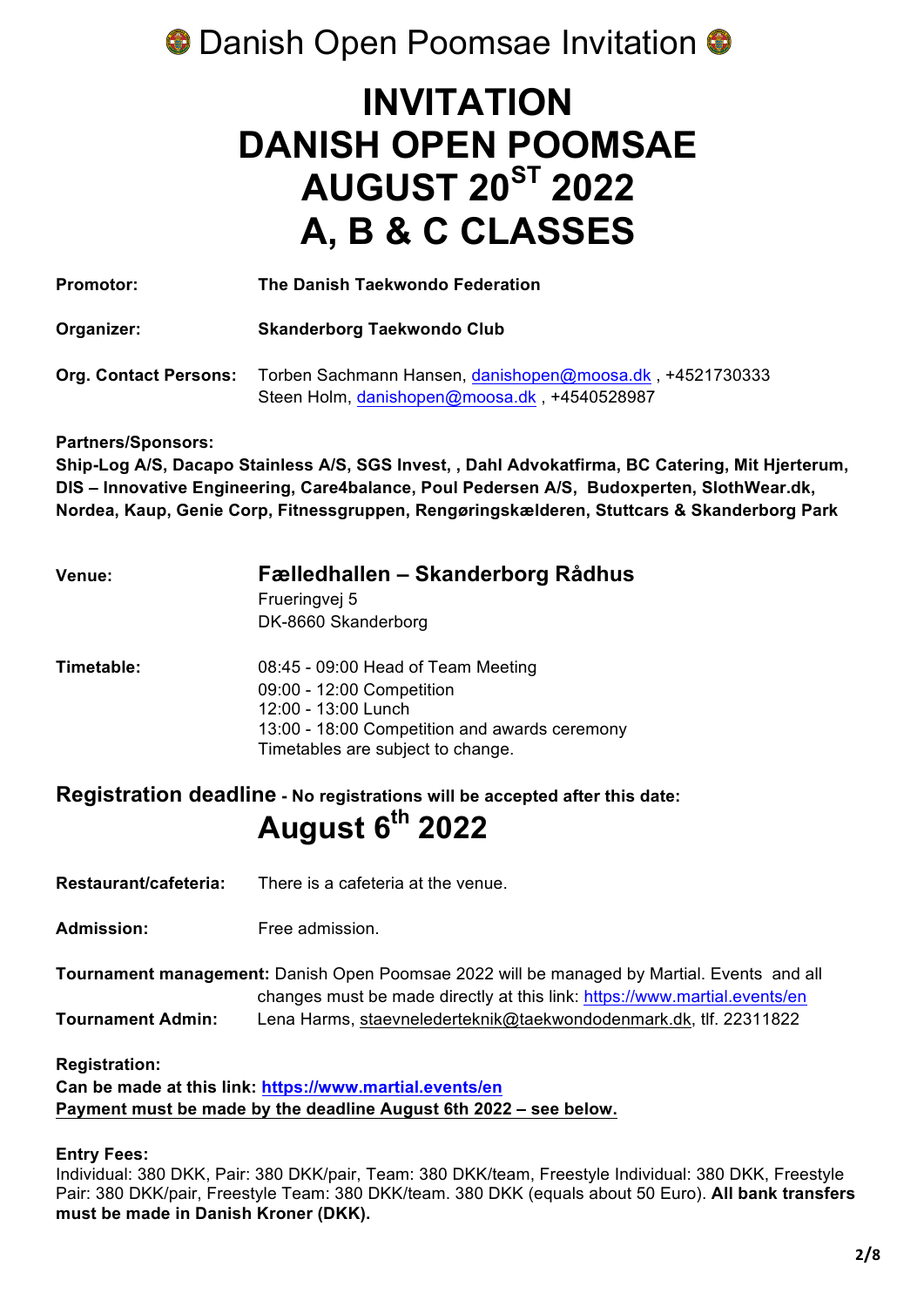# INVITATION DANISH OPEN POOMSAE AUGUST 20$^{ST}$ 2022 A, B & C CLASSES

**Promotor:** **The Danish Taekwondo Federation**

**Organizer:** **Skanderborg Taekwondo Club**

**Org. Contact Persons:** Torben Sachmann Hansen, danishopen@moosa.dk , +4521730333
Steen Holm, danishopen@moosa.dk , +4540528987

**Partners/Sponsors:**
**Ship-Log A/S, Dacapo Stainless A/S, SGS Invest, , Dahl Advokatfirma, BC Catering, Mit Hjerterum, DIS – Innovative Engineering, Care4balance, Poul Pedersen A/S, Budoxperten, SlothWear.dk, Nordea, Kaup, Genie Corp, Fitnessgruppen, Rengøringskælderen, Stuttcars & Skanderborg Park**

**Venue:** **Fælledhallen – Skanderborg Rådhus**
Frueringvej 5
DK-8660 Skanderborg

**Timetable:**
08:45 - 09:00 Head of Team Meeting
09:00 - 12:00 Competition
12:00 - 13:00 Lunch
13:00 - 18:00 Competition and awards ceremony
Timetables are subject to change.

## Registration deadline - No registrations will be accepted after this date:

## August 6$^{th}$ 2022

**Restaurant/cafeteria:** There is a cafeteria at the venue.

**Admission:** Free admission.

**Tournament management:** Danish Open Poomsae 2022 will be managed by Martial. Events and all changes must be made directly at this link: https://www.martial.events/en

**Tournament Admin:** Lena Harms, staevnelederteknik@taekwondodenmark.dk, tlf. 22311822

**Registration:**
**Can be made at this link: https://www.martial.events/en**
**Payment must be made by the deadline August 6th 2022 – see below.**

**Entry Fees:**
Individual: 380 DKK, Pair: 380 DKK/pair, Team: 380 DKK/team, Freestyle Individual: 380 DKK, Freestyle Pair: 380 DKK/pair, Freestyle Team: 380 DKK/team. 380 DKK (equals about 50 Euro). **All bank transfers must be made in Danish Kroner (DKK).**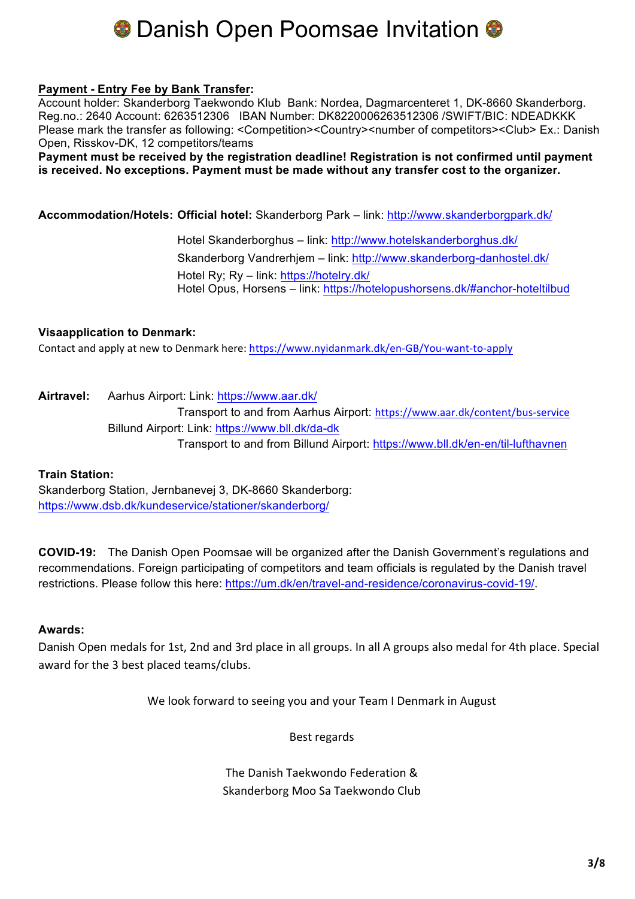# Danish Open Poomsae Invitation

**Payment - Entry Fee by Bank Transfer:**

Account holder: Skanderborg Taekwondo Klub Bank: Nordea, Dagmarcenteret 1, DK-8660 Skanderborg. Reg.no.: 2640 Account: 6263512306 IBAN Number: DK8220006263512306 /SWIFT/BIC: NDEADKKK
Please mark the transfer as following: <Competition><Country><number of competitors><Club> Ex.: Danish Open, Risskov-DK, 12 competitors/teams

**Payment must be received by the registration deadline! Registration is not confirmed until payment is received. No exceptions. Payment must be made without any transfer cost to the organizer.**

**Accommodation/Hotels:** **Official hotel:** Skanderborg Park – link: http://www.skanderborgpark.dk/

Hotel Skanderborghus – link: http://www.hotelskanderborghus.dk/
Skanderborg Vandrerhjem – link: http://www.skanderborg-danhostel.dk/
Hotel Ry; Ry – link: https://hotelry.dk/
Hotel Opus, Horsens – link: https://hotelopushorsens.dk/#anchor-hoteltilbud

**Visaapplication to Denmark:**

Contact and apply at new to Denmark here: https://www.nyidanmark.dk/en-GB/You-want-to-apply

**Airtravel:** Aarhus Airport: Link: https://www.aar.dk/
Transport to and from Aarhus Airport: https://www.aar.dk/content/bus-service
Billund Airport: Link: https://www.bll.dk/da-dk
Transport to and from Billund Airport: https://www.bll.dk/en-en/til-lufthavnen

**Train Station:**

Skanderborg Station, Jernbanevej 3, DK-8660 Skanderborg:
https://www.dsb.dk/kundeservice/stationer/skanderborg/

**COVID-19:** The Danish Open Poomsae will be organized after the Danish Government's regulations and recommendations. Foreign participating of competitors and team officials is regulated by the Danish travel restrictions. Please follow this here: https://um.dk/en/travel-and-residence/coronavirus-covid-19/.

**Awards:**

Danish Open medals for 1st, 2nd and 3rd place in all groups. In all A groups also medal for 4th place. Special award for the 3 best placed teams/clubs.

We look forward to seeing you and your Team I Denmark in August

Best regards

The Danish Taekwondo Federation &
Skanderborg Moo Sa Taekwondo Club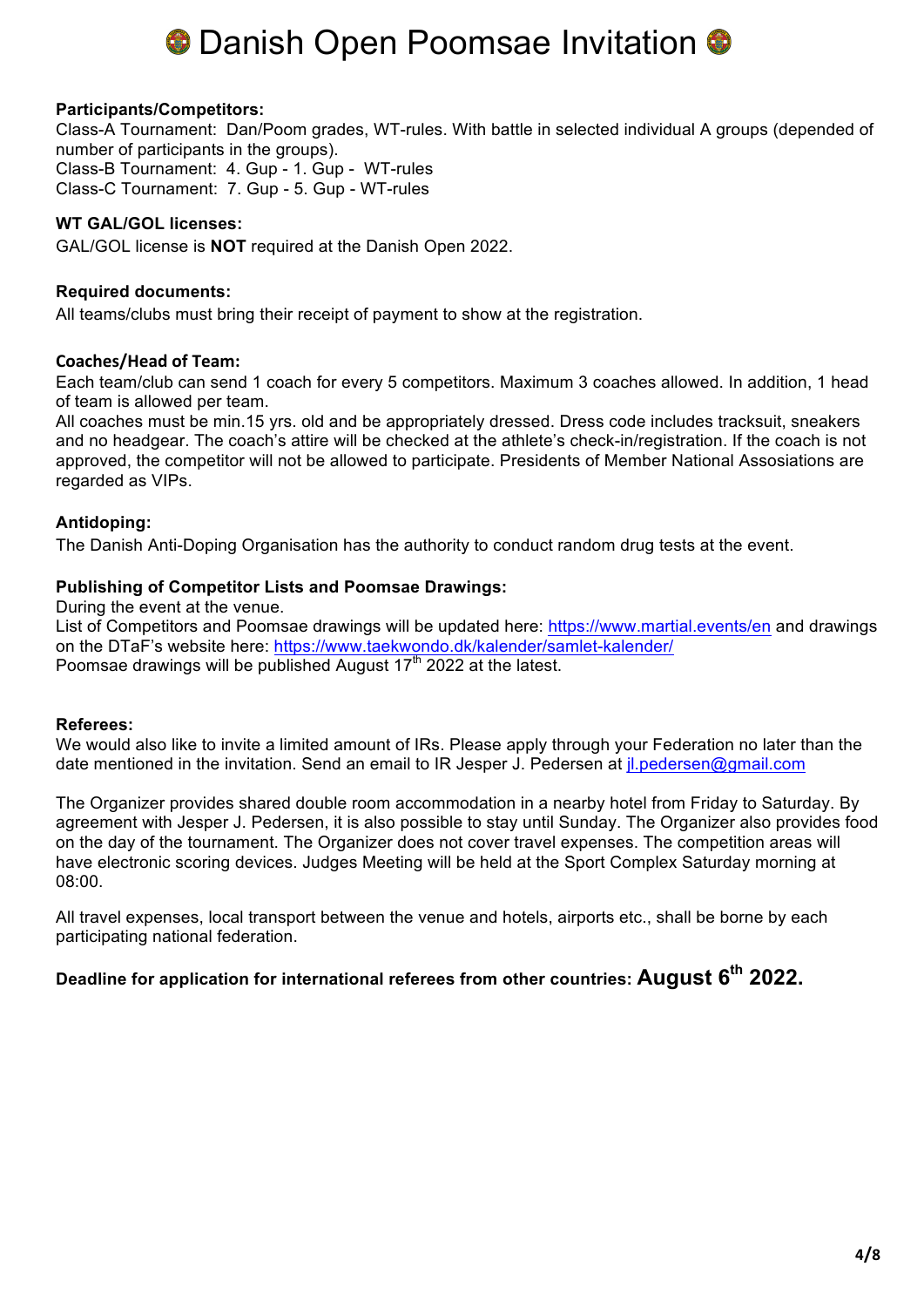# Danish Open Poomsae Invitation

**Participants/Competitors:**
Class-A Tournament: Dan/Poom grades, WT-rules. With battle in selected individual A groups (depended of number of participants in the groups).
Class-B Tournament: 4. Gup - 1. Gup - WT-rules
Class-C Tournament: 7. Gup - 5. Gup - WT-rules

**WT GAL/GOL licenses:**
GAL/GOL license is **NOT** required at the Danish Open 2022.

**Required documents:**
All teams/clubs must bring their receipt of payment to show at the registration.

**Coaches/Head of Team:**
Each team/club can send 1 coach for every 5 competitors. Maximum 3 coaches allowed. In addition, 1 head of team is allowed per team.
All coaches must be min.15 yrs. old and be appropriately dressed. Dress code includes tracksuit, sneakers and no headgear. The coach's attire will be checked at the athlete's check-in/registration. If the coach is not approved, the competitor will not be allowed to participate. Presidents of Member National Assosiations are regarded as VIPs.

**Antidoping:**
The Danish Anti-Doping Organisation has the authority to conduct random drug tests at the event.

**Publishing of Competitor Lists and Poomsae Drawings:**
During the event at the venue.
List of Competitors and Poomsae drawings will be updated here: https://www.martial.events/en and drawings on the DTaF's website here: https://www.taekwondo.dk/kalender/samlet-kalender/
Poomsae drawings will be published August 17th 2022 at the latest.

**Referees:**
We would also like to invite a limited amount of IRs. Please apply through your Federation no later than the date mentioned in the invitation. Send an email to IR Jesper J. Pedersen at jl.pedersen@gmail.com

The Organizer provides shared double room accommodation in a nearby hotel from Friday to Saturday. By agreement with Jesper J. Pedersen, it is also possible to stay until Sunday. The Organizer also provides food on the day of the tournament. The Organizer does not cover travel expenses. The competition areas will have electronic scoring devices. Judges Meeting will be held at the Sport Complex Saturday morning at 08:00.

All travel expenses, local transport between the venue and hotels, airports etc., shall be borne by each participating national federation.

**Deadline for application for international referees from other countries: August 6th 2022.**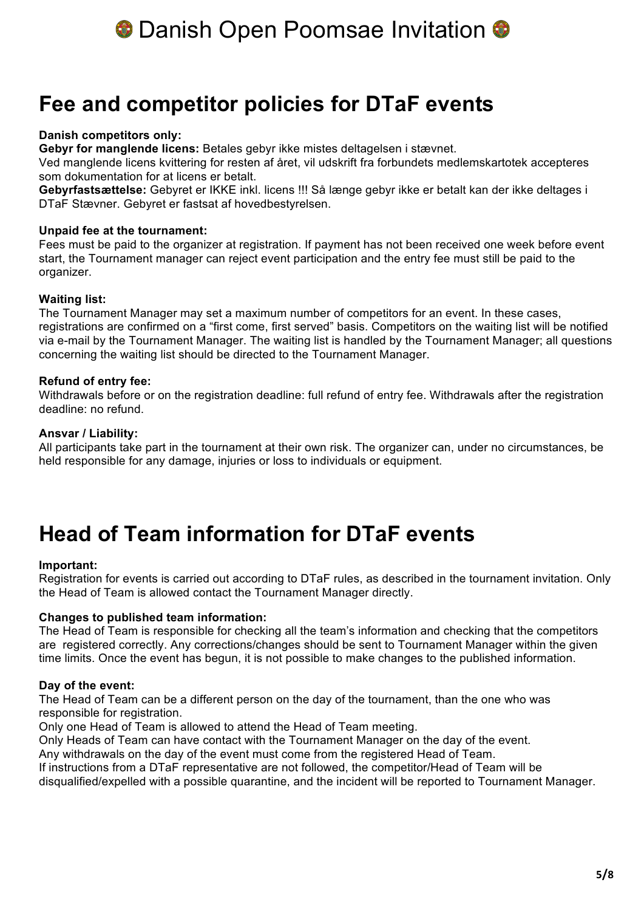# Danish Open Poomsae Invitation

## Fee and competitor policies for DTaF events

**Danish competitors only:**
**Gebyr for manglende licens:** Betales gebyr ikke mistes deltagelsen i stævnet.
Ved manglende licens kvittering for resten af året, vil udskrift fra forbundets medlemskartotek accepteres som dokumentation for at licens er betalt.
**Gebyrfastsættelse:** Gebyret er IKKE inkl. licens !!! Så længe gebyr ikke er betalt kan der ikke deltages i DTaF Stævner. Gebyret er fastsat af hovedbestyrelsen.

**Unpaid fee at the tournament:**
Fees must be paid to the organizer at registration. If payment has not been received one week before event start, the Tournament manager can reject event participation and the entry fee must still be paid to the organizer.

**Waiting list:**
The Tournament Manager may set a maximum number of competitors for an event. In these cases, registrations are confirmed on a "first come, first served" basis. Competitors on the waiting list will be notified via e-mail by the Tournament Manager. The waiting list is handled by the Tournament Manager; all questions concerning the waiting list should be directed to the Tournament Manager.

**Refund of entry fee:**
Withdrawals before or on the registration deadline: full refund of entry fee. Withdrawals after the registration deadline: no refund.

**Ansvar / Liability:**
All participants take part in the tournament at their own risk. The organizer can, under no circumstances, be held responsible for any damage, injuries or loss to individuals or equipment.

## Head of Team information for DTaF events

**Important:**
Registration for events is carried out according to DTaF rules, as described in the tournament invitation. Only the Head of Team is allowed contact the Tournament Manager directly.

**Changes to published team information:**
The Head of Team is responsible for checking all the team's information and checking that the competitors are registered correctly. Any corrections/changes should be sent to Tournament Manager within the given time limits. Once the event has begun, it is not possible to make changes to the published information.

**Day of the event:**
The Head of Team can be a different person on the day of the tournament, than the one who was responsible for registration.
Only one Head of Team is allowed to attend the Head of Team meeting.
Only Heads of Team can have contact with the Tournament Manager on the day of the event.
Any withdrawals on the day of the event must come from the registered Head of Team.
If instructions from a DTaF representative are not followed, the competitor/Head of Team will be disqualified/expelled with a possible quarantine, and the incident will be reported to Tournament Manager.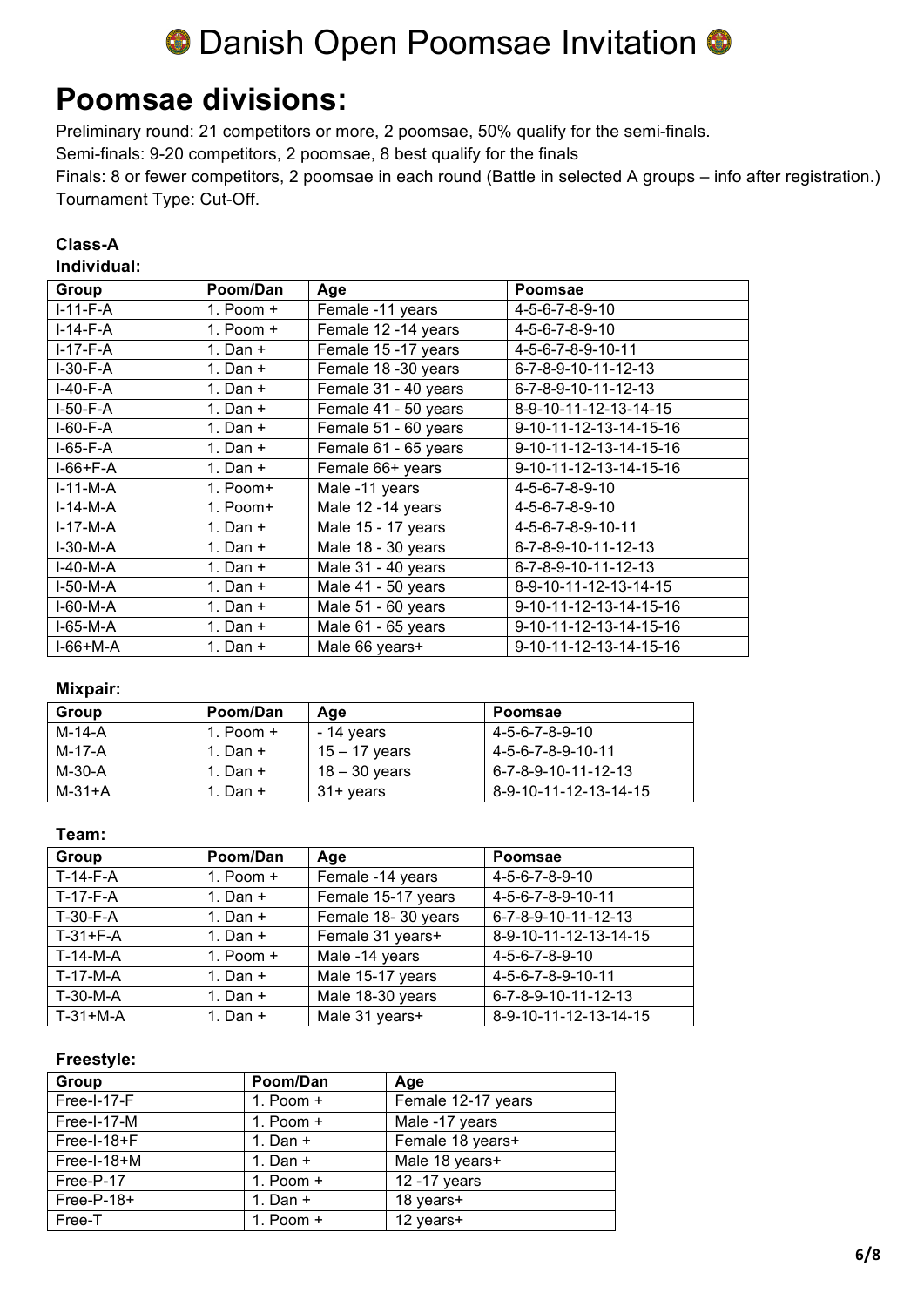# Danish Open Poomsae Invitation

## Poomsae divisions:

Preliminary round: 21 competitors or more, 2 poomsae, 50% qualify for the semi-finals.
Semi-finals: 9-20 competitors, 2 poomsae, 8 best qualify for the finals
Finals: 8 or fewer competitors, 2 poomsae in each round (Battle in selected A groups – info after registration.)
Tournament Type: Cut-Off.

### Class-A

#### Individual:

| Group | Poom/Dan | Age | Poomsae |
|---|---|---|---|
| I-11-F-A | 1. Poom + | Female -11 years | 4-5-6-7-8-9-10 |
| I-14-F-A | 1. Poom + | Female 12 -14 years | 4-5-6-7-8-9-10 |
| I-17-F-A | 1. Dan + | Female 15 -17 years | 4-5-6-7-8-9-10-11 |
| I-30-F-A | 1. Dan + | Female 18 -30 years | 6-7-8-9-10-11-12-13 |
| I-40-F-A | 1. Dan + | Female 31 - 40 years | 6-7-8-9-10-11-12-13 |
| I-50-F-A | 1. Dan + | Female 41 - 50 years | 8-9-10-11-12-13-14-15 |
| I-60-F-A | 1. Dan + | Female 51 - 60 years | 9-10-11-12-13-14-15-16 |
| I-65-F-A | 1. Dan + | Female 61 - 65 years | 9-10-11-12-13-14-15-16 |
| I-66+F-A | 1. Dan + | Female 66+ years | 9-10-11-12-13-14-15-16 |
| I-11-M-A | 1. Poom+ | Male -11 years | 4-5-6-7-8-9-10 |
| I-14-M-A | 1. Poom+ | Male 12 -14 years | 4-5-6-7-8-9-10 |
| I-17-M-A | 1. Dan + | Male 15 - 17 years | 4-5-6-7-8-9-10-11 |
| I-30-M-A | 1. Dan + | Male 18 - 30 years | 6-7-8-9-10-11-12-13 |
| I-40-M-A | 1. Dan + | Male 31 - 40 years | 6-7-8-9-10-11-12-13 |
| I-50-M-A | 1. Dan + | Male 41 - 50 years | 8-9-10-11-12-13-14-15 |
| I-60-M-A | 1. Dan + | Male 51 - 60 years | 9-10-11-12-13-14-15-16 |
| I-65-M-A | 1. Dan + | Male 61 - 65 years | 9-10-11-12-13-14-15-16 |
| I-66+M-A | 1. Dan + | Male 66 years+ | 9-10-11-12-13-14-15-16 |

#### Mixpair:

| Group | Poom/Dan | Age | Poomsae |
|---|---|---|---|
| M-14-A | 1. Poom + | - 14 years | 4-5-6-7-8-9-10 |
| M-17-A | 1. Dan + | 15 – 17 years | 4-5-6-7-8-9-10-11 |
| M-30-A | 1. Dan + | 18 – 30 years | 6-7-8-9-10-11-12-13 |
| M-31+A | 1. Dan + | 31+ years | 8-9-10-11-12-13-14-15 |

#### Team:

| Group | Poom/Dan | Age | Poomsae |
|---|---|---|---|
| T-14-F-A | 1. Poom + | Female -14 years | 4-5-6-7-8-9-10 |
| T-17-F-A | 1. Dan + | Female 15-17 years | 4-5-6-7-8-9-10-11 |
| T-30-F-A | 1. Dan + | Female 18- 30 years | 6-7-8-9-10-11-12-13 |
| T-31+F-A | 1. Dan + | Female 31 years+ | 8-9-10-11-12-13-14-15 |
| T-14-M-A | 1. Poom + | Male -14 years | 4-5-6-7-8-9-10 |
| T-17-M-A | 1. Dan + | Male 15-17 years | 4-5-6-7-8-9-10-11 |
| T-30-M-A | 1. Dan + | Male 18-30 years | 6-7-8-9-10-11-12-13 |
| T-31+M-A | 1. Dan + | Male 31 years+ | 8-9-10-11-12-13-14-15 |

#### Freestyle:

| Group | Poom/Dan | Age |
|---|---|---|
| Free-I-17-F | 1. Poom + | Female 12-17 years |
| Free-I-17-M | 1. Poom + | Male -17 years |
| Free-I-18+F | 1. Dan + | Female 18 years+ |
| Free-I-18+M | 1. Dan + | Male 18 years+ |
| Free-P-17 | 1. Poom + | 12 -17 years |
| Free-P-18+ | 1. Dan + | 18 years+ |
| Free-T | 1. Poom + | 12 years+ |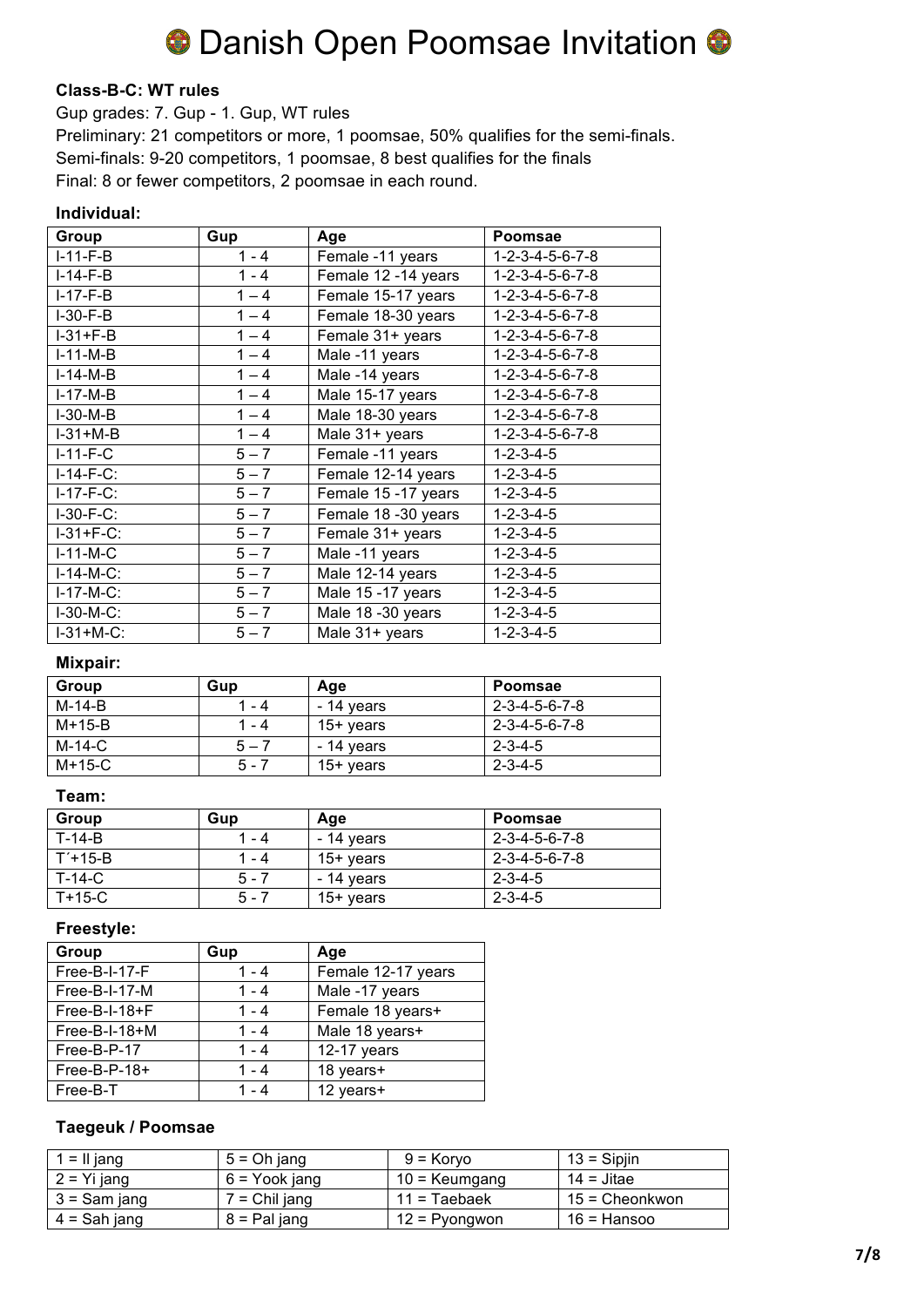# Danish Open Poomsae Invitation

**Class-B-C: WT rules**

Gup grades: 7. Gup - 1. Gup, WT rules

Preliminary: 21 competitors or more, 1 poomsae, 50% qualifies for the semi-finals.

Semi-finals: 9-20 competitors, 1 poomsae, 8 best qualifies for the finals

Final: 8 or fewer competitors, 2 poomsae in each round.

### Individual:

| Group | Gup | Age | Poomsae |
|---|---|---|---|
| I-11-F-B | 1 - 4 | Female -11 years | 1-2-3-4-5-6-7-8 |
| I-14-F-B | 1 - 4 | Female 12 -14 years | 1-2-3-4-5-6-7-8 |
| I-17-F-B | 1 – 4 | Female 15-17 years | 1-2-3-4-5-6-7-8 |
| I-30-F-B | 1 – 4 | Female 18-30 years | 1-2-3-4-5-6-7-8 |
| I-31+F-B | 1 – 4 | Female 31+ years | 1-2-3-4-5-6-7-8 |
| I-11-M-B | 1 – 4 | Male -11 years | 1-2-3-4-5-6-7-8 |
| I-14-M-B | 1 – 4 | Male -14 years | 1-2-3-4-5-6-7-8 |
| I-17-M-B | 1 – 4 | Male 15-17 years | 1-2-3-4-5-6-7-8 |
| I-30-M-B | 1 – 4 | Male 18-30 years | 1-2-3-4-5-6-7-8 |
| I-31+M-B | 1 – 4 | Male 31+ years | 1-2-3-4-5-6-7-8 |
| I-11-F-C | 5 – 7 | Female -11 years | 1-2-3-4-5 |
| I-14-F-C: | 5 – 7 | Female 12-14 years | 1-2-3-4-5 |
| I-17-F-C: | 5 – 7 | Female 15 -17 years | 1-2-3-4-5 |
| I-30-F-C: | 5 – 7 | Female 18 -30 years | 1-2-3-4-5 |
| I-31+F-C: | 5 – 7 | Female 31+ years | 1-2-3-4-5 |
| I-11-M-C | 5 – 7 | Male -11 years | 1-2-3-4-5 |
| I-14-M-C: | 5 – 7 | Male 12-14 years | 1-2-3-4-5 |
| I-17-M-C: | 5 – 7 | Male 15 -17 years | 1-2-3-4-5 |
| I-30-M-C: | 5 – 7 | Male 18 -30 years | 1-2-3-4-5 |
| I-31+M-C: | 5 – 7 | Male 31+ years | 1-2-3-4-5 |

### Mixpair:

| Group | Gup | Age | Poomsae |
|---|---|---|---|
| M-14-B | 1 - 4 | - 14 years | 2-3-4-5-6-7-8 |
| M+15-B | 1 - 4 | 15+ years | 2-3-4-5-6-7-8 |
| M-14-C | 5 – 7 | - 14 years | 2-3-4-5 |
| M+15-C | 5 - 7 | 15+ years | 2-3-4-5 |

### Team:

| Group | Gup | Age | Poomsae |
|---|---|---|---|
| T-14-B | 1 - 4 | - 14 years | 2-3-4-5-6-7-8 |
| T´+15-B | 1 - 4 | 15+ years | 2-3-4-5-6-7-8 |
| T-14-C | 5 - 7 | - 14 years | 2-3-4-5 |
| T+15-C | 5 - 7 | 15+ years | 2-3-4-5 |

### Freestyle:

| Group | Gup | Age |
|---|---|---|
| Free-B-I-17-F | 1 - 4 | Female 12-17 years |
| Free-B-I-17-M | 1 - 4 | Male -17 years |
| Free-B-I-18+F | 1 - 4 | Female 18 years+ |
| Free-B-I-18+M | 1 - 4 | Male 18 years+ |
| Free-B-P-17 | 1 - 4 | 12-17 years |
| Free-B-P-18+ | 1 - 4 | 18 years+ |
| Free-B-T | 1 - 4 | 12 years+ |

### Taegeuk / Poomsae

| | | | |
|---|---|---|---|
| 1 = Il jang | 5 = Oh jang | 9 = Koryo | 13 = Sipjin |
| 2 = Yi jang | 6 = Yook jang | 10 = Keumgang | 14 = Jitae |
| 3 = Sam jang | 7 = Chil jang | 11 = Taebaek | 15 = Cheonkwon |
| 4 = Sah jang | 8 = Pal jang | 12 = Pyongwon | 16 = Hansoo |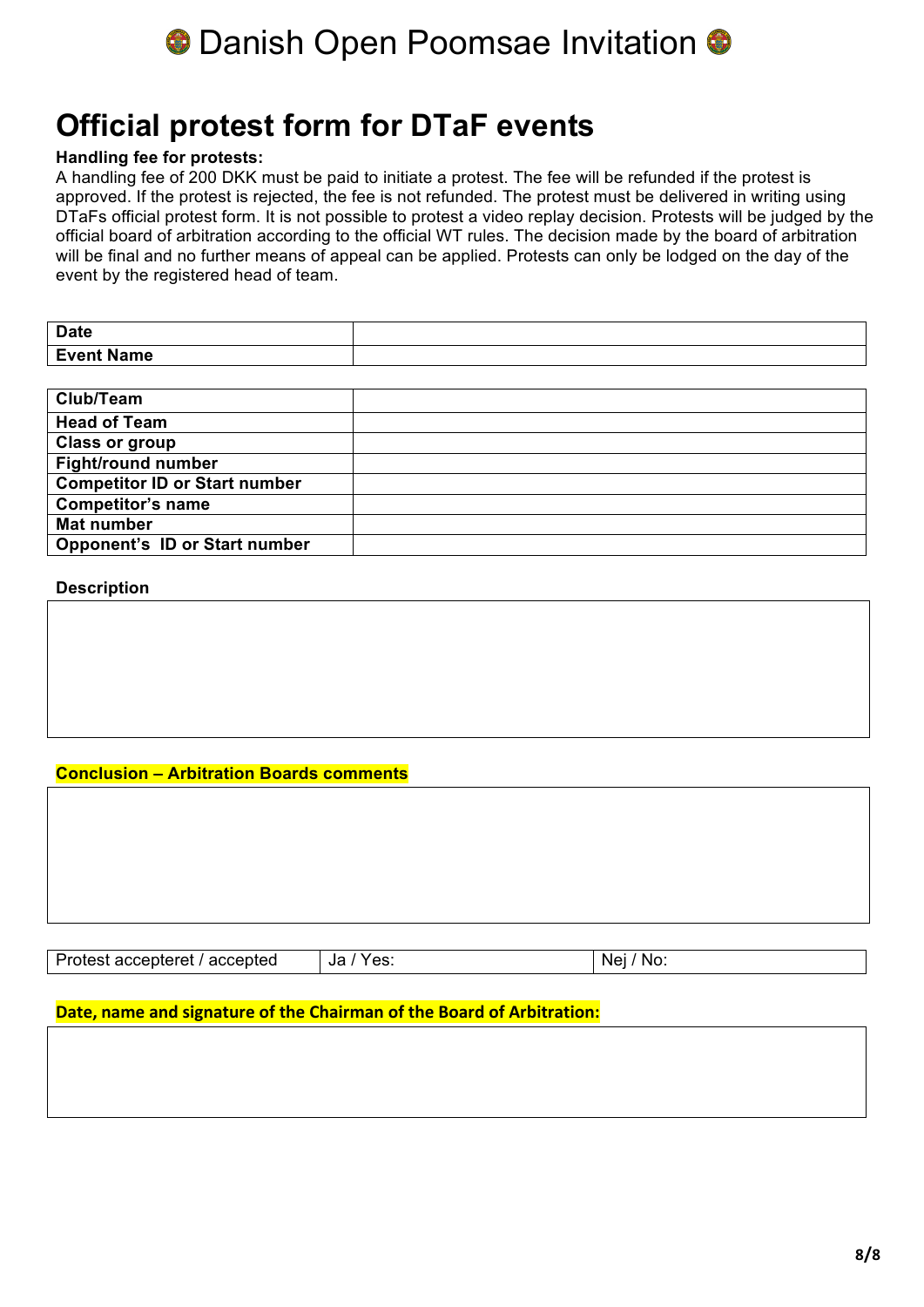# Danish Open Poomsae Invitation

## Official protest form for DTaF events

**Handling fee for protests:**
A handling fee of 200 DKK must be paid to initiate a protest. The fee will be refunded if the protest is approved. If the protest is rejected, the fee is not refunded. The protest must be delivered in writing using DTaFs official protest form. It is not possible to protest a video replay decision. Protests will be judged by the official board of arbitration according to the official WT rules. The decision made by the board of arbitration will be final and no further means of appeal can be applied. Protests can only be lodged on the day of the event by the registered head of team.

| | |
|---|---|
| **Date** | |
| **Event Name** | |

| | |
|---|---|
| **Club/Team** | |
| **Head of Team** | |
| **Class or group** | |
| **Fight/round number** | |
| **Competitor ID or Start number** | |
| **Competitor's name** | |
| **Mat number** | |
| **Opponent's ID or Start number** | |

**Description**

| |
|---|
| |

**Conclusion – Arbitration Boards comments**

| |
|---|
| |

| | | |
|---|---|---|
| Protest accepteret / accepted | Ja / Yes: | Nej / No: |

**Date, name and signature of the Chairman of the Board of Arbitration:**

| |
|---|
| |